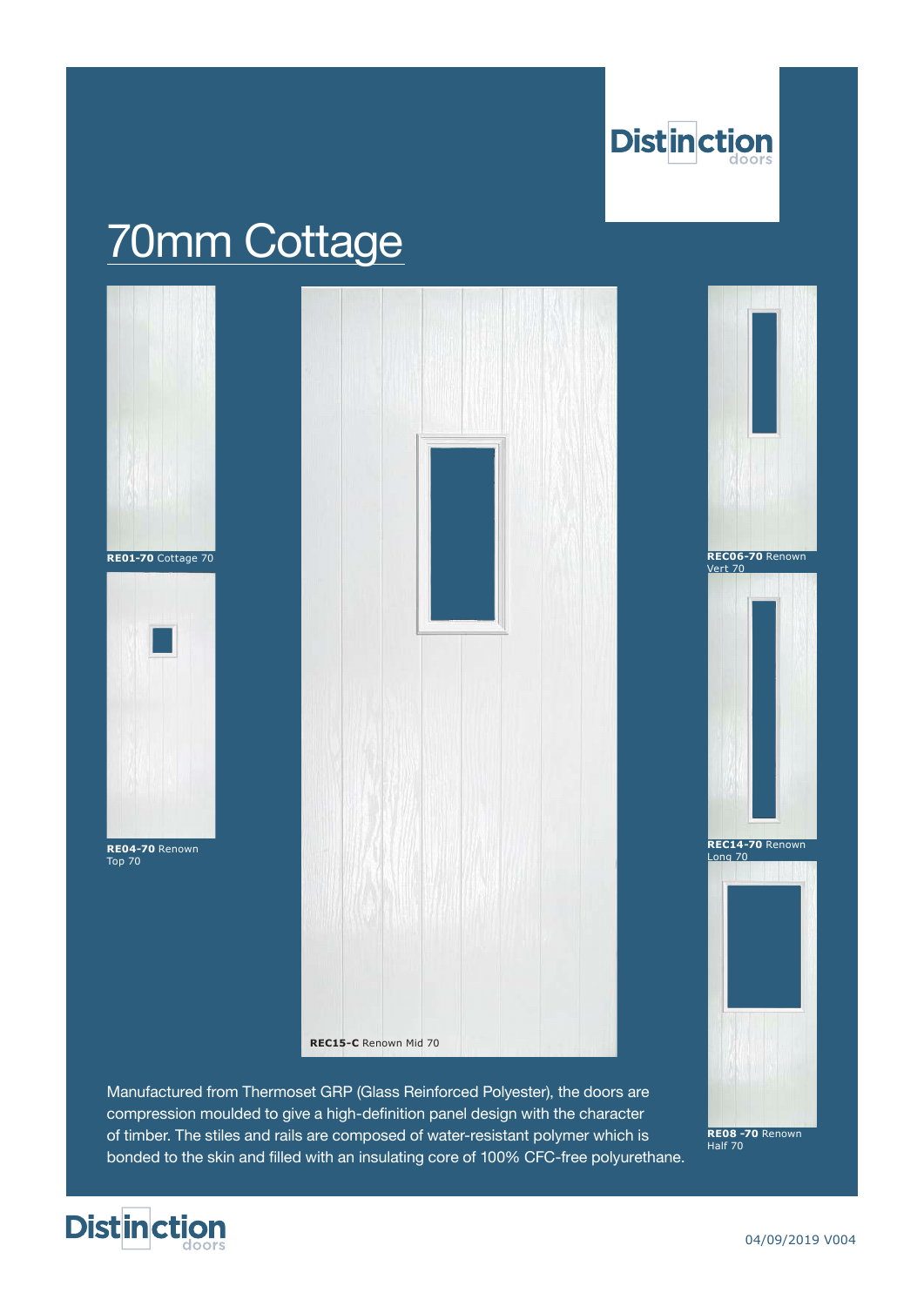# 70mm Cottage

**RE01-70** Cottage 70

**RE04-70** Renown Top 70

**REC15-C** Renown Mid 70

**REC06-70** Renown Vert 70

**REC14-70** Renown Long 70

**RE08 -70** Renown Half 70

Manufactured from Thermoset GRP (Glass Reinforced Polyester), the doors are compression moulded to give a high-definition panel design with the character of timber. The stiles and rails are composed of water-resistant polymer which is bonded to the skin and filled with an insulating core of 100% CFC-free polyurethane.

04/09/2019 V004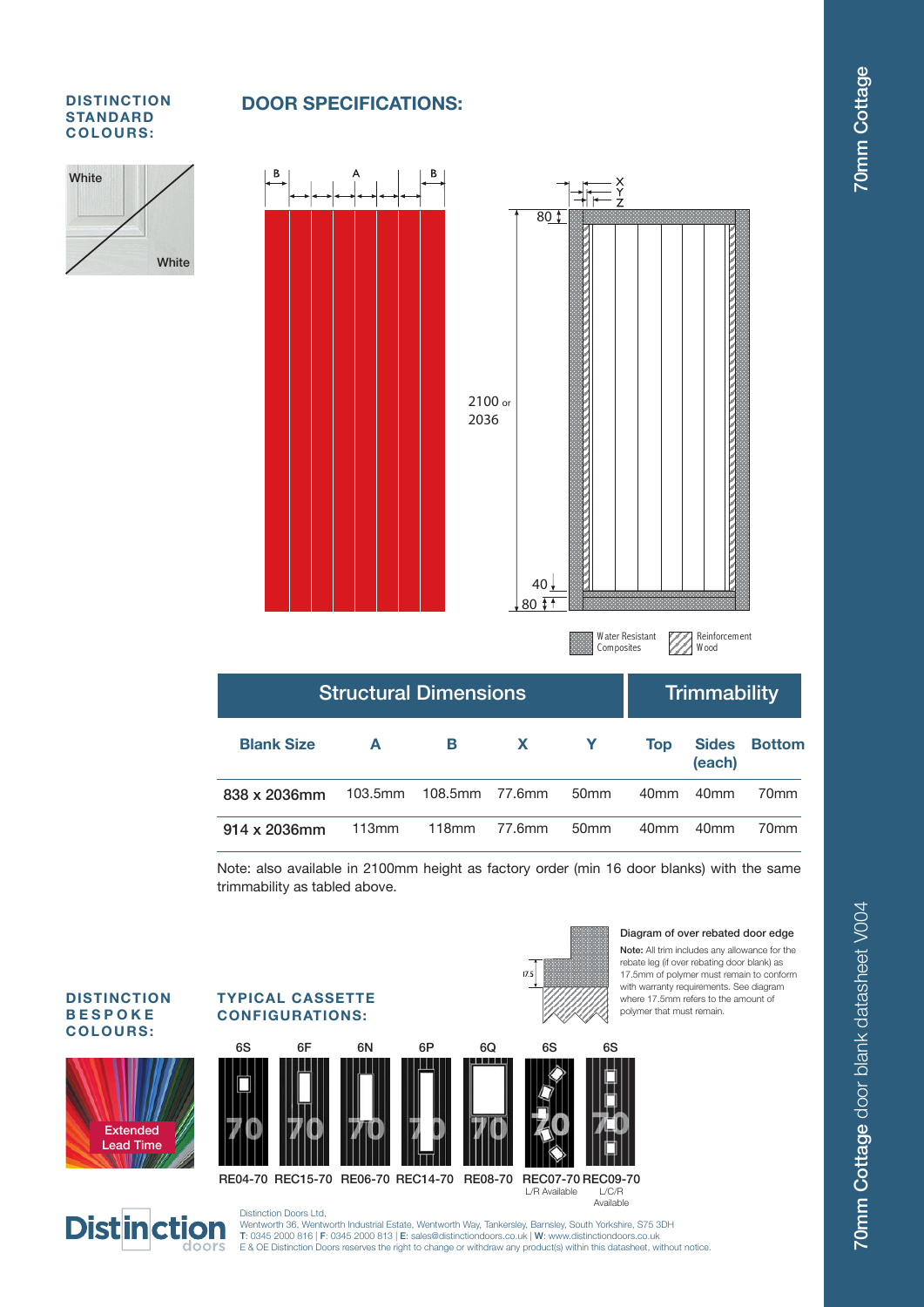**DISTINCTION STANDARD COLOURS:**

White

White

## DOOR SPECIFICATIONS:

B
A
B

X
Y
Z

80

2100 or 2036

40

80

Water Resistant Composites

Reinforcement Wood

| Structural Dimensions | | | | | Trimmability | | |
|---|---|---|---|---|---|---|---|
| Blank Size | A | B | X | Y | Top | Sides (each) | Bottom |
| 838 x 2036mm | 103.5mm | 108.5mm | 77.6mm | 50mm | 40mm | 40mm | 70mm |
| 914 x 2036mm | 113mm | 118mm | 77.6mm | 50mm | 40mm | 40mm | 70mm |

Note: also available in 2100mm height as factory order (min 16 door blanks) with the same trimmability as tabled above.

17.5

**Diagram of over rebated door edge**

**Note:** All trim includes any allowance for the rebate leg (if over rebating door blank) as 17.5mm of polymer must remain to conform with warranty requirements. See diagram where 17.5mm refers to the amount of polymer that must remain.

**DISTINCTION BESPOKE COLOURS:**

Extended Lead Time

**TYPICAL CASSETTE CONFIGURATIONS:**

| 6S | 6F | 6N | 6P | 6Q | 6S | 6S |
|---|---|---|---|---|---|---|
| RE04-70 | REC15-70 | RE06-70 | REC14-70 | RE08-70 | REC07-70 L/R Available | REC09-70 L/C/R Available |

Distinction Doors Ltd,
Wentworth 36, Wentworth Industrial Estate, Wentworth Way, Tankersley, Barnsley, South Yorkshire, S75 3DH
T: 0345 2000 816 | F: 0345 2000 813 | E: sales@distinctiondoors.co.uk | W: www.distinctiondoors.co.uk
E & OE Distinction Doors reserves the right to change or withdraw any product(s) within this datasheet, without notice.

70mm Cottage

70mm Cottage door blank datasheet V004